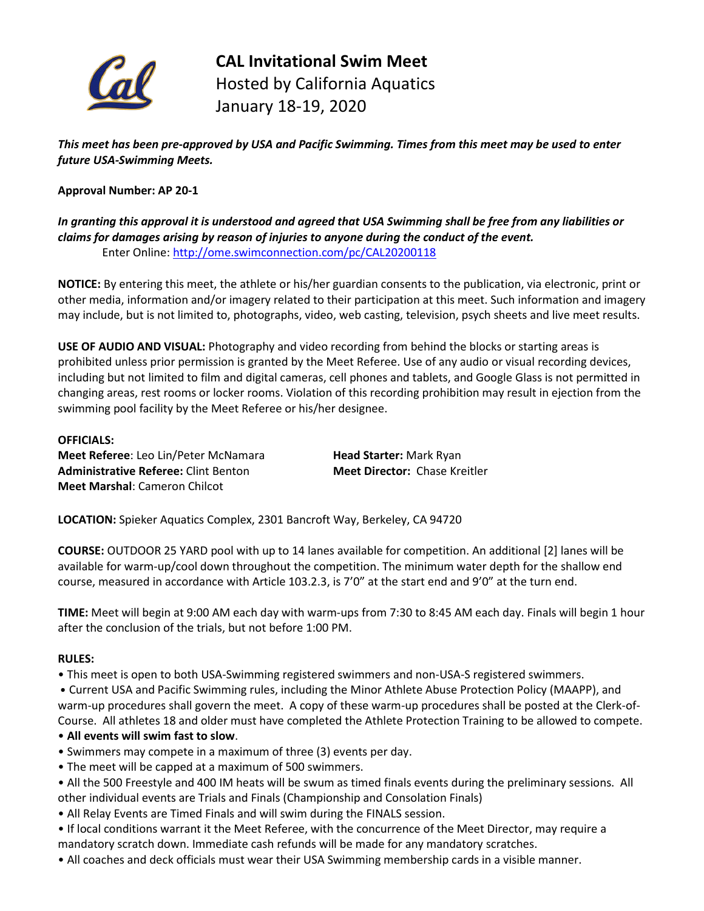# CAL Invitational Swim Meet

Hosted by California Aquatics

January 18-19, 2020

***This meet has been pre-approved by USA and Pacific Swimming. Times from this meet may be used to enter future USA-Swimming Meets.***

**Approval Number: AP 20-1**

***In granting this approval it is understood and agreed that USA Swimming shall be free from any liabilities or claims for damages arising by reason of injuries to anyone during the conduct of the event.***

Enter Online: http://ome.swimconnection.com/pc/CAL20200118

**NOTICE:** By entering this meet, the athlete or his/her guardian consents to the publication, via electronic, print or other media, information and/or imagery related to their participation at this meet. Such information and imagery may include, but is not limited to, photographs, video, web casting, television, psych sheets and live meet results.

**USE OF AUDIO AND VISUAL:** Photography and video recording from behind the blocks or starting areas is prohibited unless prior permission is granted by the Meet Referee. Use of any audio or visual recording devices, including but not limited to film and digital cameras, cell phones and tablets, and Google Glass is not permitted in changing areas, rest rooms or locker rooms. Violation of this recording prohibition may result in ejection from the swimming pool facility by the Meet Referee or his/her designee.

**OFFICIALS:**

**Meet Referee**: Leo Lin/Peter McNamara

**Administrative Referee:** Clint Benton

**Meet Marshal**: Cameron Chilcot

**Head Starter:** Mark Ryan

**Meet Director:** Chase Kreitler

**LOCATION:** Spieker Aquatics Complex, 2301 Bancroft Way, Berkeley, CA 94720

**COURSE:** OUTDOOR 25 YARD pool with up to 14 lanes available for competition. An additional [2] lanes will be available for warm-up/cool down throughout the competition. The minimum water depth for the shallow end course, measured in accordance with Article 103.2.3, is 7'0" at the start end and 9'0" at the turn end.

**TIME:** Meet will begin at 9:00 AM each day with warm-ups from 7:30 to 8:45 AM each day. Finals will begin 1 hour after the conclusion of the trials, but not before 1:00 PM.

**RULES:**

- This meet is open to both USA-Swimming registered swimmers and non-USA-S registered swimmers.
- Current USA and Pacific Swimming rules, including the Minor Athlete Abuse Protection Policy (MAAPP), and warm-up procedures shall govern the meet. A copy of these warm-up procedures shall be posted at the Clerk-of-Course. All athletes 18 and older must have completed the Athlete Protection Training to be allowed to compete.
- **All events will swim fast to slow**.
- Swimmers may compete in a maximum of three (3) events per day.
- The meet will be capped at a maximum of 500 swimmers.
- All the 500 Freestyle and 400 IM heats will be swum as timed finals events during the preliminary sessions. All other individual events are Trials and Finals (Championship and Consolation Finals)
- All Relay Events are Timed Finals and will swim during the FINALS session.
- If local conditions warrant it the Meet Referee, with the concurrence of the Meet Director, may require a mandatory scratch down. Immediate cash refunds will be made for any mandatory scratches.
- All coaches and deck officials must wear their USA Swimming membership cards in a visible manner.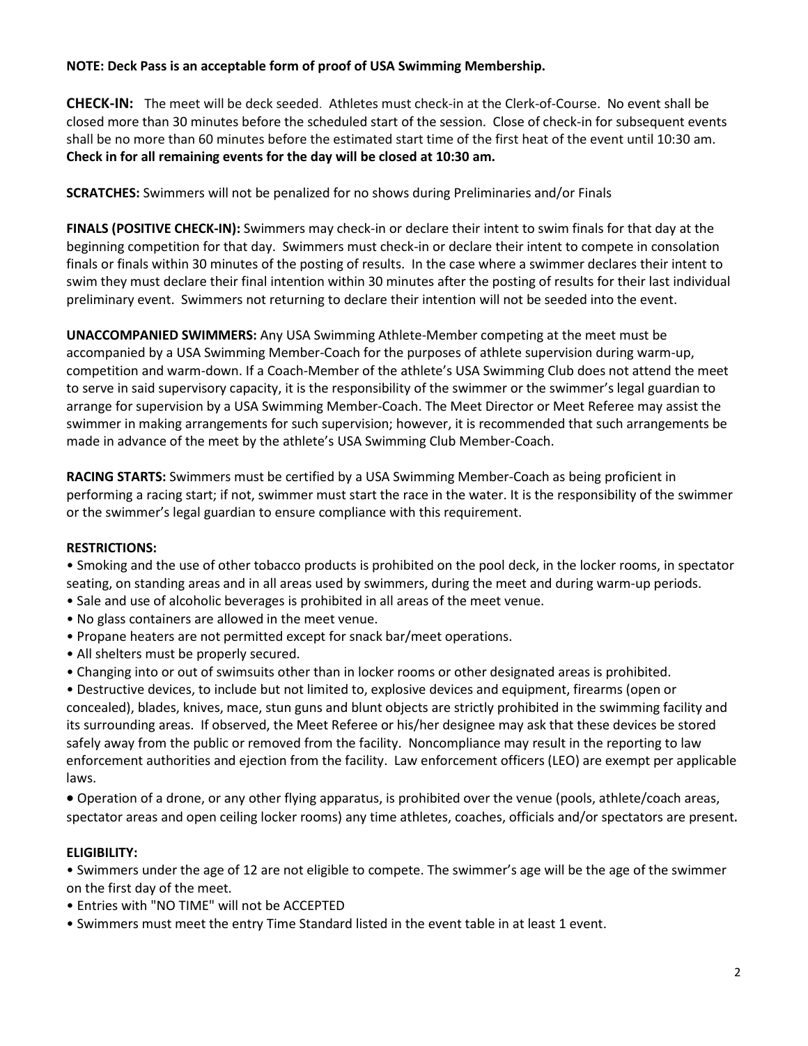**NOTE: Deck Pass is an acceptable form of proof of USA Swimming Membership.**

**CHECK-IN:** The meet will be deck seeded. Athletes must check-in at the Clerk-of-Course. No event shall be closed more than 30 minutes before the scheduled start of the session. Close of check-in for subsequent events shall be no more than 60 minutes before the estimated start time of the first heat of the event until 10:30 am. **Check in for all remaining events for the day will be closed at 10:30 am.**

**SCRATCHES:** Swimmers will not be penalized for no shows during Preliminaries and/or Finals

**FINALS (POSITIVE CHECK-IN):** Swimmers may check-in or declare their intent to swim finals for that day at the beginning competition for that day. Swimmers must check-in or declare their intent to compete in consolation finals or finals within 30 minutes of the posting of results. In the case where a swimmer declares their intent to swim they must declare their final intention within 30 minutes after the posting of results for their last individual preliminary event. Swimmers not returning to declare their intention will not be seeded into the event.

**UNACCOMPANIED SWIMMERS:** Any USA Swimming Athlete-Member competing at the meet must be accompanied by a USA Swimming Member-Coach for the purposes of athlete supervision during warm-up, competition and warm-down. If a Coach-Member of the athlete's USA Swimming Club does not attend the meet to serve in said supervisory capacity, it is the responsibility of the swimmer or the swimmer's legal guardian to arrange for supervision by a USA Swimming Member-Coach. The Meet Director or Meet Referee may assist the swimmer in making arrangements for such supervision; however, it is recommended that such arrangements be made in advance of the meet by the athlete's USA Swimming Club Member-Coach.

**RACING STARTS:** Swimmers must be certified by a USA Swimming Member-Coach as being proficient in performing a racing start; if not, swimmer must start the race in the water. It is the responsibility of the swimmer or the swimmer's legal guardian to ensure compliance with this requirement.

**RESTRICTIONS:**

- Smoking and the use of other tobacco products is prohibited on the pool deck, in the locker rooms, in spectator seating, on standing areas and in all areas used by swimmers, during the meet and during warm-up periods.
- Sale and use of alcoholic beverages is prohibited in all areas of the meet venue.
- No glass containers are allowed in the meet venue.
- Propane heaters are not permitted except for snack bar/meet operations.
- All shelters must be properly secured.
- Changing into or out of swimsuits other than in locker rooms or other designated areas is prohibited.
- Destructive devices, to include but not limited to, explosive devices and equipment, firearms (open or concealed), blades, knives, mace, stun guns and blunt objects are strictly prohibited in the swimming facility and its surrounding areas. If observed, the Meet Referee or his/her designee may ask that these devices be stored safely away from the public or removed from the facility. Noncompliance may result in the reporting to law enforcement authorities and ejection from the facility. Law enforcement officers (LEO) are exempt per applicable laws.
- Operation of a drone, or any other flying apparatus, is prohibited over the venue (pools, athlete/coach areas, spectator areas and open ceiling locker rooms) any time athletes, coaches, officials and/or spectators are present.

**ELIGIBILITY:**

- Swimmers under the age of 12 are not eligible to compete. The swimmer's age will be the age of the swimmer on the first day of the meet.
- Entries with "NO TIME" will not be ACCEPTED
- Swimmers must meet the entry Time Standard listed in the event table in at least 1 event.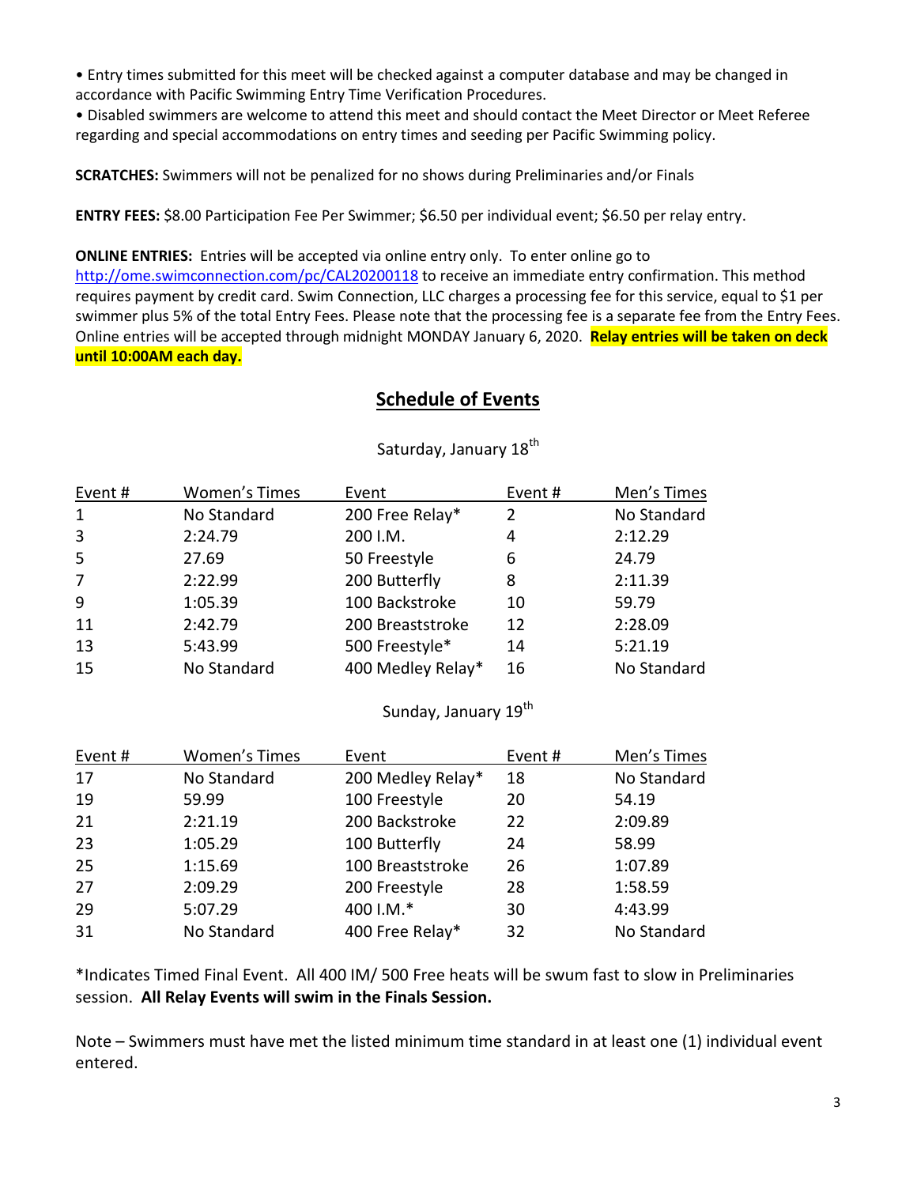• Entry times submitted for this meet will be checked against a computer database and may be changed in accordance with Pacific Swimming Entry Time Verification Procedures.
• Disabled swimmers are welcome to attend this meet and should contact the Meet Director or Meet Referee regarding and special accommodations on entry times and seeding per Pacific Swimming policy.

**SCRATCHES:** Swimmers will not be penalized for no shows during Preliminaries and/or Finals

**ENTRY FEES:** $8.00 Participation Fee Per Swimmer; $6.50 per individual event; $6.50 per relay entry.

**ONLINE ENTRIES:** Entries will be accepted via online entry only. To enter online go to http://ome.swimconnection.com/pc/CAL20200118 to receive an immediate entry confirmation. This method requires payment by credit card. Swim Connection, LLC charges a processing fee for this service, equal to $1 per swimmer plus 5% of the total Entry Fees. Please note that the processing fee is a separate fee from the Entry Fees. Online entries will be accepted through midnight MONDAY January 6, 2020. **Relay entries will be taken on deck until 10:00AM each day.**

## Schedule of Events

Saturday, January 18th

| Event # | Women's Times | Event | Event # | Men's Times |
|---|---|---|---|---|
| 1 | No Standard | 200 Free Relay* | 2 | No Standard |
| 3 | 2:24.79 | 200 I.M. | 4 | 2:12.29 |
| 5 | 27.69 | 50 Freestyle | 6 | 24.79 |
| 7 | 2:22.99 | 200 Butterfly | 8 | 2:11.39 |
| 9 | 1:05.39 | 100 Backstroke | 10 | 59.79 |
| 11 | 2:42.79 | 200 Breaststroke | 12 | 2:28.09 |
| 13 | 5:43.99 | 500 Freestyle* | 14 | 5:21.19 |
| 15 | No Standard | 400 Medley Relay* | 16 | No Standard |

Sunday, January 19th

| Event # | Women's Times | Event | Event # | Men's Times |
|---|---|---|---|---|
| 17 | No Standard | 200 Medley Relay* | 18 | No Standard |
| 19 | 59.99 | 100 Freestyle | 20 | 54.19 |
| 21 | 2:21.19 | 200 Backstroke | 22 | 2:09.89 |
| 23 | 1:05.29 | 100 Butterfly | 24 | 58.99 |
| 25 | 1:15.69 | 100 Breaststroke | 26 | 1:07.89 |
| 27 | 2:09.29 | 200 Freestyle | 28 | 1:58.59 |
| 29 | 5:07.29 | 400 I.M.* | 30 | 4:43.99 |
| 31 | No Standard | 400 Free Relay* | 32 | No Standard |

*Indicates Timed Final Event. All 400 IM/ 500 Free heats will be swum fast to slow in Preliminaries session. **All Relay Events will swim in the Finals Session.**

Note – Swimmers must have met the listed minimum time standard in at least one (1) individual event entered.